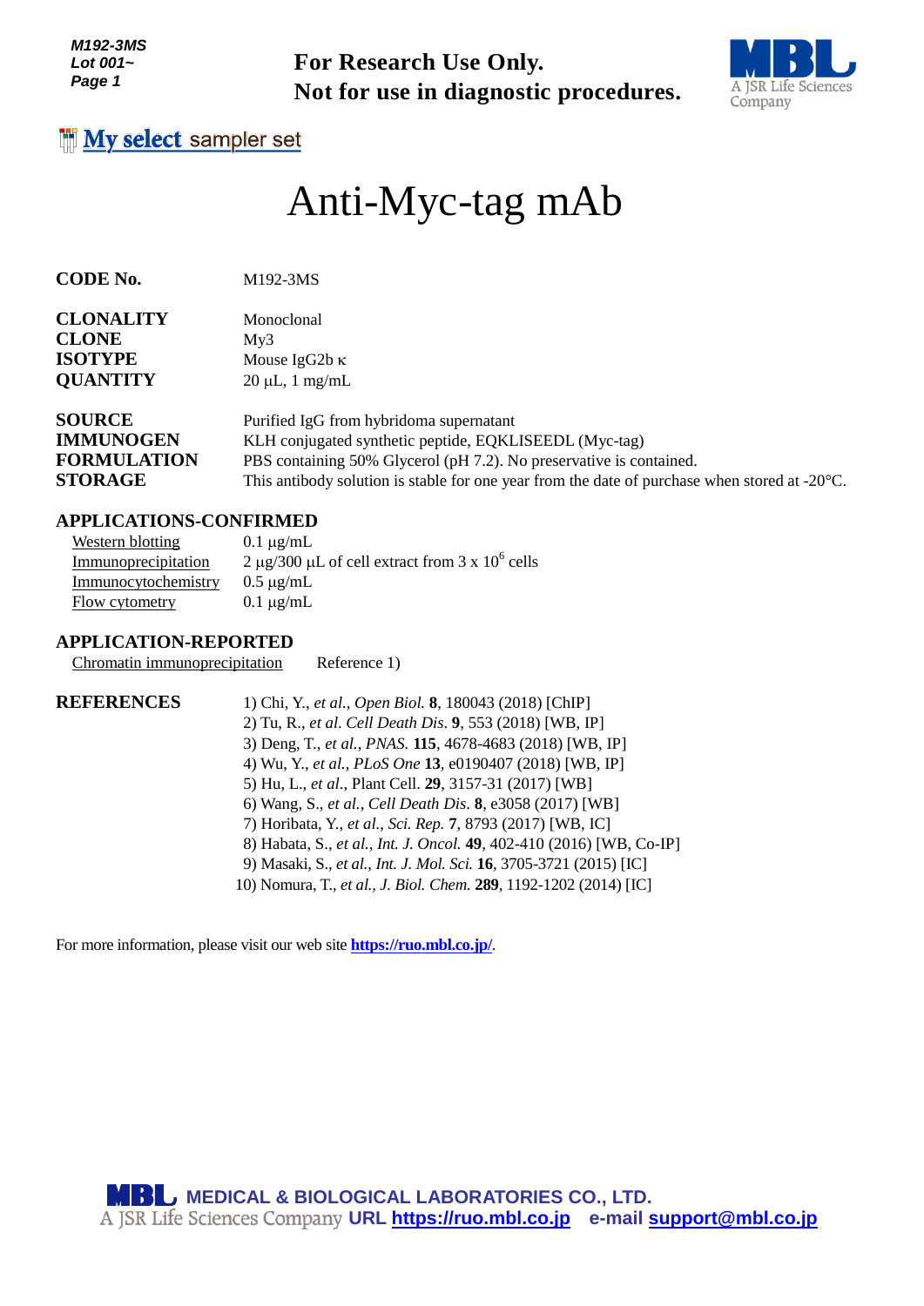M192-3MS
Lot 001~

**For Research Use Only.**
**Not for use in diagnostic procedures.**

My select sampler set

# Anti-Myc-tag mAb

| | |
|---|---|
| **CODE No.** | M192-3MS |
| **CLONALITY** | Monoclonal |
| **CLONE** | My3 |
| **ISOTYPE** | Mouse IgG2b κ |
| **QUANTITY** | 20 µL, 1 mg/mL |
| **SOURCE** | Purified IgG from hybridoma supernatant |
| **IMMUNOGEN** | KLH conjugated synthetic peptide, EQKLISEEDL (Myc-tag) |
| **FORMULATION** | PBS containing 50% Glycerol (pH 7.2). No preservative is contained. |
| **STORAGE** | This antibody solution is stable for one year from the date of purchase when stored at -20°C. |

## APPLICATIONS-CONFIRMED

| | |
|---|---|
| Western blotting | 0.1 µg/mL |
| Immunoprecipitation | 2 µg/300 µL of cell extract from 3 x $10^6$ cells |
| Immunocytochemistry | 0.5 µg/mL |
| Flow cytometry | 0.1 µg/mL |

## APPLICATION-REPORTED

Chromatin immunoprecipitation    Reference 1)

## REFERENCES

1) Chi, Y., *et al., Open Biol.* **8**, 180043 (2018) [ChIP]
2) Tu, R., *et al. Cell Death Dis.* **9**, 553 (2018) [WB, IP]
3) Deng, T., *et al., PNAS.* **115**, 4678-4683 (2018) [WB, IP]
4) Wu, Y., *et al., PLoS One* **13**, e0190407 (2018) [WB, IP]
5) Hu, L., *et al*., Plant Cell. **29**, 3157-31 (2017) [WB]
6) Wang, S., *et al., Cell Death Dis.* **8**, e3058 (2017) [WB]
7) Horibata, Y., *et al., Sci. Rep.* **7**, 8793 (2017) [WB, IC]
8) Habata, S., *et al., Int. J. Oncol.* **49**, 402-410 (2016) [WB, Co-IP]
9) Masaki, S., *et al., Int. J. Mol. Sci.* **16**, 3705-3721 (2015) [IC]
10) Nomura, T., *et al., J. Biol. Chem.* **289**, 1192-1202 (2014) [IC]

For more information, please visit our web site **https://ruo.mbl.co.jp/**.

**MEDICAL & BIOLOGICAL LABORATORIES CO., LTD.**
A JSR Life Sciences Company **URL https://ruo.mbl.co.jp e-mail support@mbl.co.jp**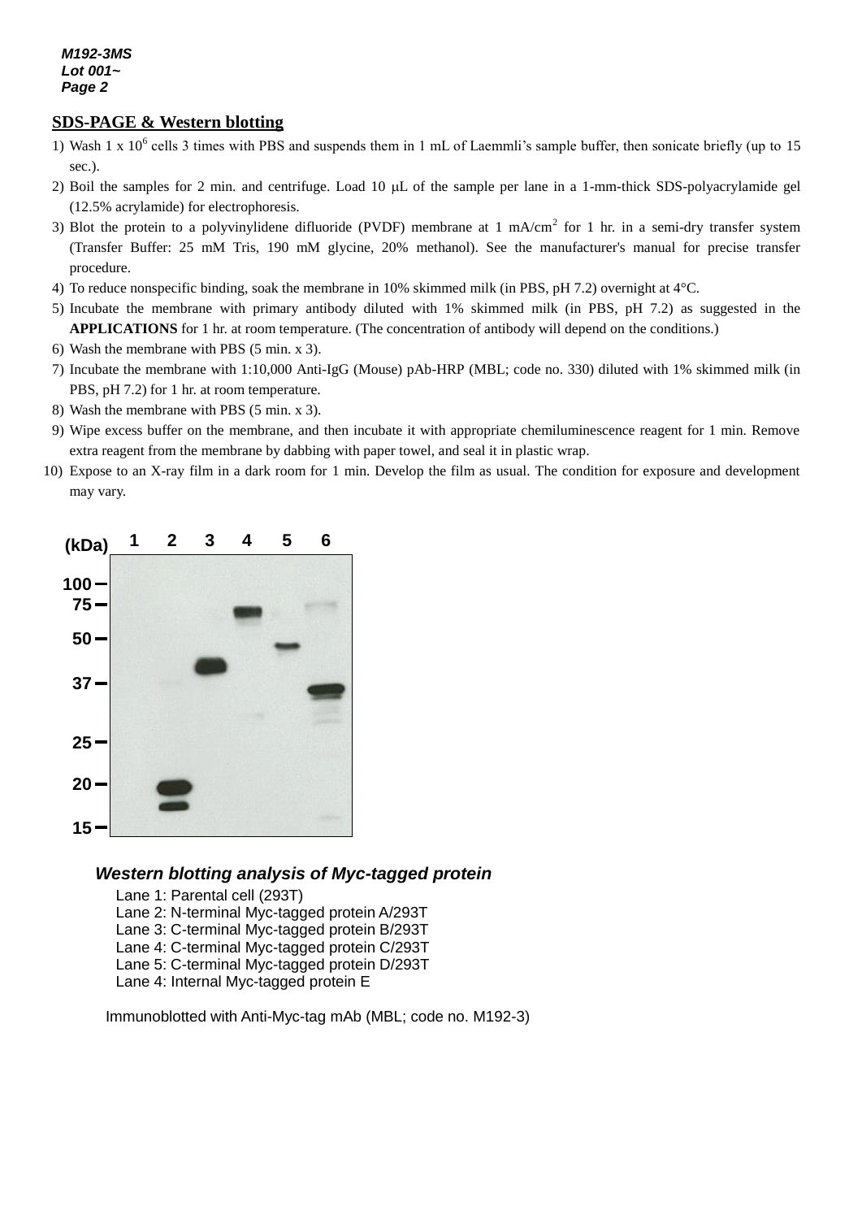## SDS-PAGE & Western blotting

1) Wash 1 x $10^6$ cells 3 times with PBS and suspends them in 1 mL of Laemmli's sample buffer, then sonicate briefly (up to 15 sec.).
2) Boil the samples for 2 min. and centrifuge. Load 10 μL of the sample per lane in a 1-mm-thick SDS-polyacrylamide gel (12.5% acrylamide) for electrophoresis.
3) Blot the protein to a polyvinylidene difluoride (PVDF) membrane at 1 mA/$cm^2$ for 1 hr. in a semi-dry transfer system (Transfer Buffer: 25 mM Tris, 190 mM glycine, 20% methanol). See the manufacturer's manual for precise transfer procedure.
4) To reduce nonspecific binding, soak the membrane in 10% skimmed milk (in PBS, pH 7.2) overnight at 4°C.
5) Incubate the membrane with primary antibody diluted with 1% skimmed milk (in PBS, pH 7.2) as suggested in the **APPLICATIONS** for 1 hr. at room temperature. (The concentration of antibody will depend on the conditions.)
6) Wash the membrane with PBS (5 min. x 3).
7) Incubate the membrane with 1:10,000 Anti-IgG (Mouse) pAb-HRP (MBL; code no. 330) diluted with 1% skimmed milk (in PBS, pH 7.2) for 1 hr. at room temperature.
8) Wash the membrane with PBS (5 min. x 3).
9) Wipe excess buffer on the membrane, and then incubate it with appropriate chemiluminescence reagent for 1 min. Remove extra reagent from the membrane by dabbing with paper towel, and seal it in plastic wrap.
10) Expose to an X-ray film in a dark room for 1 min. Develop the film as usual. The condition for exposure and development may vary.

*Western blotting analysis of Myc-tagged protein*

Lane 1: Parental cell (293T)
Lane 2: N-terminal Myc-tagged protein A/293T
Lane 3: C-terminal Myc-tagged protein B/293T
Lane 4: C-terminal Myc-tagged protein C/293T
Lane 5: C-terminal Myc-tagged protein D/293T
Lane 4: Internal Myc-tagged protein E

Immunoblotted with Anti-Myc-tag mAb (MBL; code no. M192-3)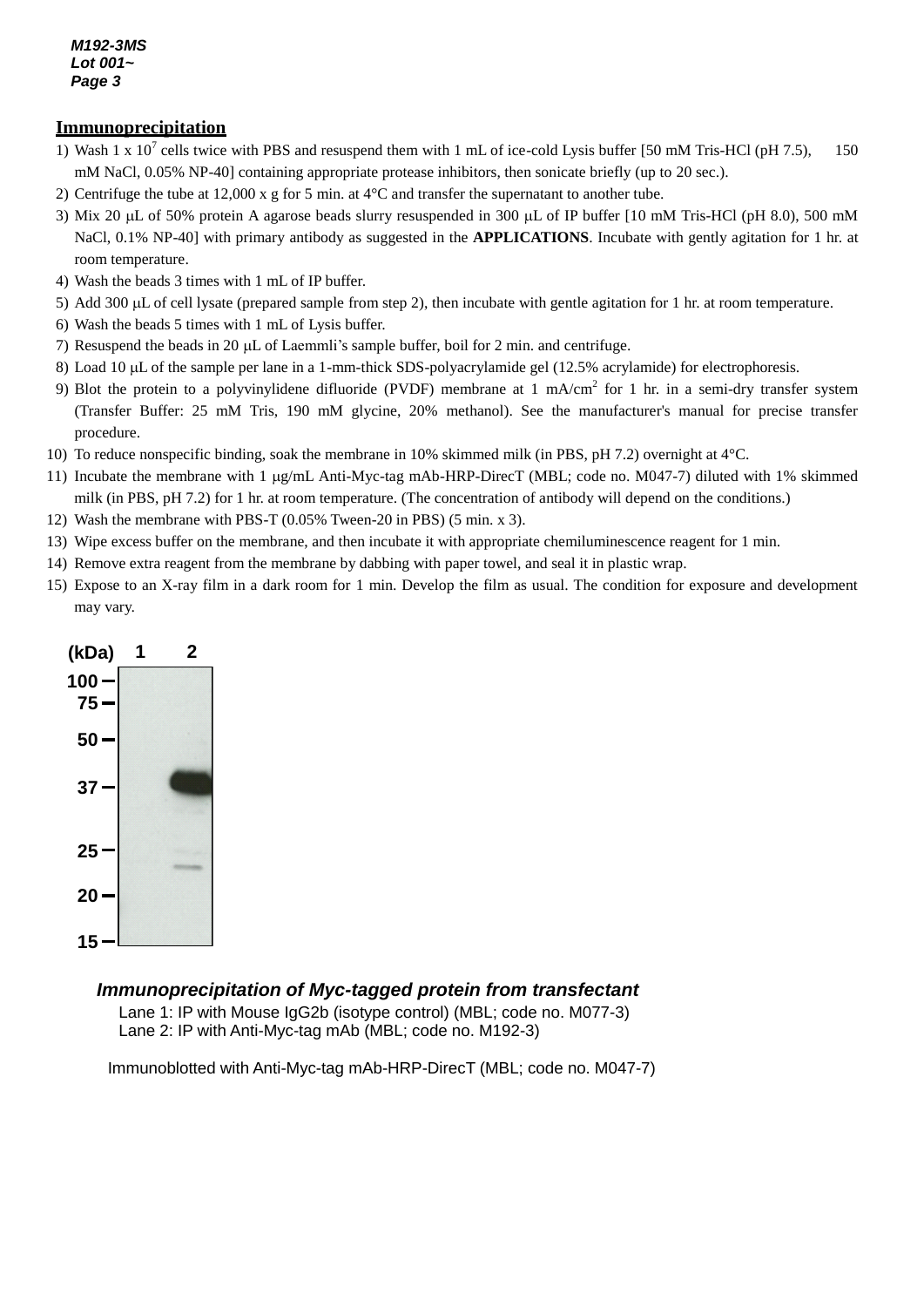## Immunoprecipitation

1) Wash 1 x $10^7$ cells twice with PBS and resuspend them with 1 mL of ice-cold Lysis buffer [50 mM Tris-HCl (pH 7.5), 150 mM NaCl, 0.05% NP-40] containing appropriate protease inhibitors, then sonicate briefly (up to 20 sec.).
2) Centrifuge the tube at 12,000 x g for 5 min. at 4°C and transfer the supernatant to another tube.
3) Mix 20 μL of 50% protein A agarose beads slurry resuspended in 300 μL of IP buffer [10 mM Tris-HCl (pH 8.0), 500 mM NaCl, 0.1% NP-40] with primary antibody as suggested in the **APPLICATIONS**. Incubate with gently agitation for 1 hr. at room temperature.
4) Wash the beads 3 times with 1 mL of IP buffer.
5) Add 300 μL of cell lysate (prepared sample from step 2), then incubate with gentle agitation for 1 hr. at room temperature.
6) Wash the beads 5 times with 1 mL of Lysis buffer.
7) Resuspend the beads in 20 μL of Laemmli's sample buffer, boil for 2 min. and centrifuge.
8) Load 10 μL of the sample per lane in a 1-mm-thick SDS-polyacrylamide gel (12.5% acrylamide) for electrophoresis.
9) Blot the protein to a polyvinylidene difluoride (PVDF) membrane at 1 mA/$cm^2$ for 1 hr. in a semi-dry transfer system (Transfer Buffer: 25 mM Tris, 190 mM glycine, 20% methanol). See the manufacturer's manual for precise transfer procedure.
10) To reduce nonspecific binding, soak the membrane in 10% skimmed milk (in PBS, pH 7.2) overnight at 4°C.
11) Incubate the membrane with 1 μg/mL Anti-Myc-tag mAb-HRP-DirecT (MBL; code no. M047-7) diluted with 1% skimmed milk (in PBS, pH 7.2) for 1 hr. at room temperature. (The concentration of antibody will depend on the conditions.)
12) Wash the membrane with PBS-T (0.05% Tween-20 in PBS) (5 min. x 3).
13) Wipe excess buffer on the membrane, and then incubate it with appropriate chemiluminescence reagent for 1 min.
14) Remove extra reagent from the membrane by dabbing with paper towel, and seal it in plastic wrap.
15) Expose to an X-ray film in a dark room for 1 min. Develop the film as usual. The condition for exposure and development may vary.

(kDa) 1 2
100
75
50
37
25
20
15

*Immunoprecipitation of Myc-tagged protein from transfectant*

Lane 1: IP with Mouse IgG2b (isotype control) (MBL; code no. M077-3)
Lane 2: IP with Anti-Myc-tag mAb (MBL; code no. M192-3)

Immunoblotted with Anti-Myc-tag mAb-HRP-DirecT (MBL; code no. M047-7)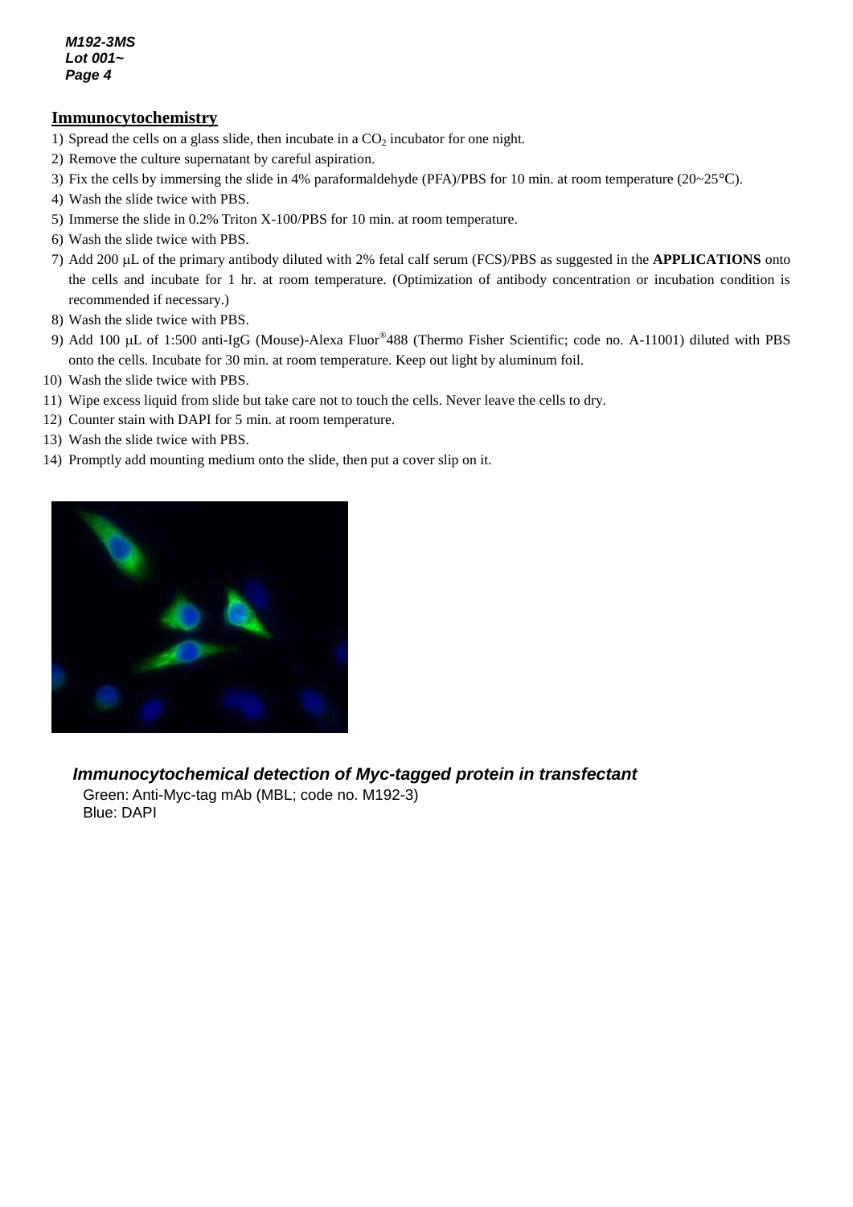## Immunocytochemistry

1) Spread the cells on a glass slide, then incubate in a $CO_2$ incubator for one night.
2) Remove the culture supernatant by careful aspiration.
3) Fix the cells by immersing the slide in 4% paraformaldehyde (PFA)/PBS for 10 min. at room temperature (20~25°C).
4) Wash the slide twice with PBS.
5) Immerse the slide in 0.2% Triton X-100/PBS for 10 min. at room temperature.
6) Wash the slide twice with PBS.
7) Add 200 μL of the primary antibody diluted with 2% fetal calf serum (FCS)/PBS as suggested in the **APPLICATIONS** onto the cells and incubate for 1 hr. at room temperature. (Optimization of antibody concentration or incubation condition is recommended if necessary.)
8) Wash the slide twice with PBS.
9) Add 100 μL of 1:500 anti-IgG (Mouse)-Alexa Fluor®488 (Thermo Fisher Scientific; code no. A-11001) diluted with PBS onto the cells. Incubate for 30 min. at room temperature. Keep out light by aluminum foil.
10) Wash the slide twice with PBS.
11) Wipe excess liquid from slide but take care not to touch the cells. Never leave the cells to dry.
12) Counter stain with DAPI for 5 min. at room temperature.
13) Wash the slide twice with PBS.
14) Promptly add mounting medium onto the slide, then put a cover slip on it.

***Immunocytochemical detection of Myc-tagged protein in transfectant***

Green: Anti-Myc-tag mAb (MBL; code no. M192-3)
Blue: DAPI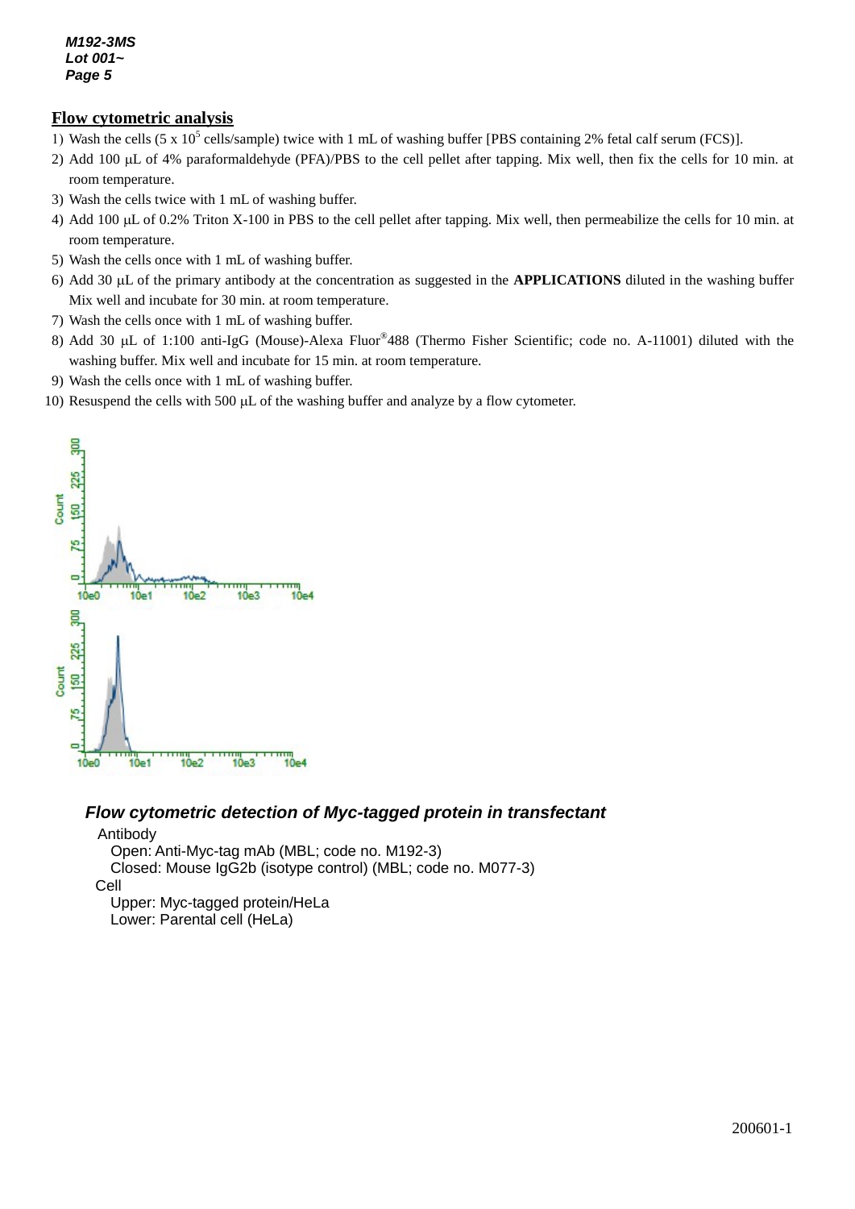## Flow cytometric analysis

1) Wash the cells (5 x $10^5$ cells/sample) twice with 1 mL of washing buffer [PBS containing 2% fetal calf serum (FCS)].
2) Add 100 μL of 4% paraformaldehyde (PFA)/PBS to the cell pellet after tapping. Mix well, then fix the cells for 10 min. at room temperature.
3) Wash the cells twice with 1 mL of washing buffer.
4) Add 100 μL of 0.2% Triton X-100 in PBS to the cell pellet after tapping. Mix well, then permeabilize the cells for 10 min. at room temperature.
5) Wash the cells once with 1 mL of washing buffer.
6) Add 30 μL of the primary antibody at the concentration as suggested in the **APPLICATIONS** diluted in the washing buffer Mix well and incubate for 30 min. at room temperature.
7) Wash the cells once with 1 mL of washing buffer.
8) Add 30 μL of 1:100 anti-IgG (Mouse)-Alexa Fluor®488 (Thermo Fisher Scientific; code no. A-11001) diluted with the washing buffer. Mix well and incubate for 15 min. at room temperature.
9) Wash the cells once with 1 mL of washing buffer.
10) Resuspend the cells with 500 μL of the washing buffer and analyze by a flow cytometer.

Count
0 75 150 225 300
10e0 10e1 10e2 10e3 10e4

Count
0 75 150 225 300
10e0 10e1 10e2 10e3 10e4

***Flow cytometric detection of Myc-tagged protein in transfectant***

Antibody
Open: Anti-Myc-tag mAb (MBL; code no. M192-3)
Closed: Mouse IgG2b (isotype control) (MBL; code no. M077-3)

Cell
Upper: Myc-tagged protein/HeLa
Lower: Parental cell (HeLa)